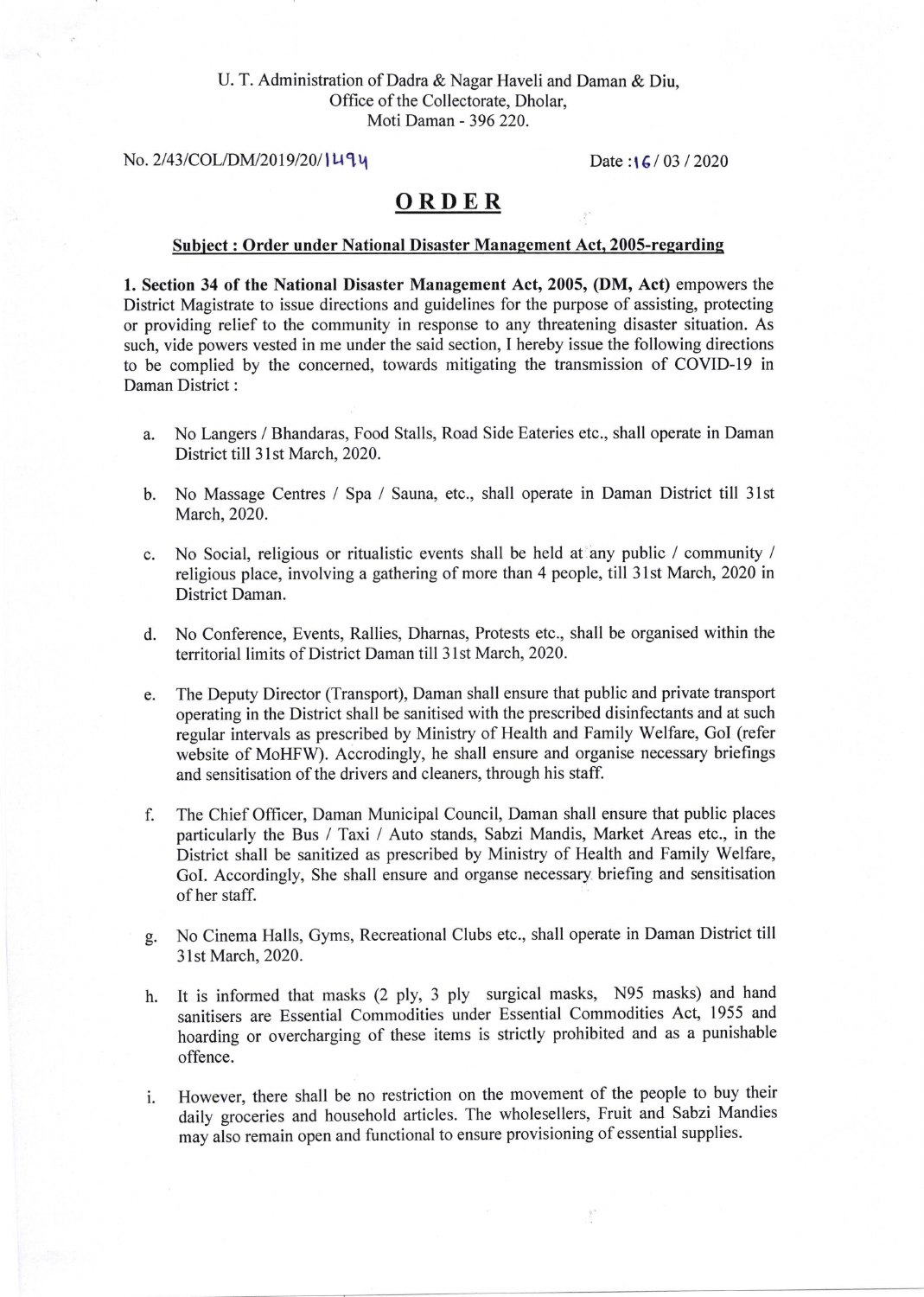U. T. Administration of Dadra & Nagar Haveli and Daman & Diu,
Office of the Collectorate, Dholar,
Moti Daman - 396 220.

No. 2/43/COL/DM/2019/20/1494 Date : 16 / 03 / 2020

# ORDER

**Subject : Order under National Disaster Management Act, 2005-regarding**

**1. Section 34 of the National Disaster Management Act, 2005, (DM, Act)** empowers the District Magistrate to issue directions and guidelines for the purpose of assisting, protecting or providing relief to the community in response to any threatening disaster situation. As such, vide powers vested in me under the said section, I hereby issue the following directions to be complied by the concerned, towards mitigating the transmission of COVID-19 in Daman District :

a. No Langers / Bhandaras, Food Stalls, Road Side Eateries etc., shall operate in Daman District till 31st March, 2020.

b. No Massage Centres / Spa / Sauna, etc., shall operate in Daman District till 31st March, 2020.

c. No Social, religious or ritualistic events shall be held at any public / community / religious place, involving a gathering of more than 4 people, till 31st March, 2020 in District Daman.

d. No Conference, Events, Rallies, Dharnas, Protests etc., shall be organised within the territorial limits of District Daman till 31st March, 2020.

e. The Deputy Director (Transport), Daman shall ensure that public and private transport operating in the District shall be sanitised with the prescribed disinfectants and at such regular intervals as prescribed by Ministry of Health and Family Welfare, GoI (refer website of MoHFW). Accordingly, he shall ensure and organise necessary briefings and sensitisation of the drivers and cleaners, through his staff.

f. The Chief Officer, Daman Municipal Council, Daman shall ensure that public places particularly the Bus / Taxi / Auto stands, Sabzi Mandis, Market Areas etc., in the District shall be sanitized as prescribed by Ministry of Health and Family Welfare, GoI. Accordingly, She shall ensure and organse necessary briefing and sensitisation of her staff.

g. No Cinema Halls, Gyms, Recreational Clubs etc., shall operate in Daman District till 31st March, 2020.

h. It is informed that masks (2 ply, 3 ply surgical masks, N95 masks) and hand sanitisers are Essential Commodities under Essential Commodities Act, 1955 and hoarding or overcharging of these items is strictly prohibited and as a punishable offence.

i. However, there shall be no restriction on the movement of the people to buy their daily groceries and household articles. The wholesellers, Fruit and Sabzi Mandies may also remain open and functional to ensure provisioning of essential supplies.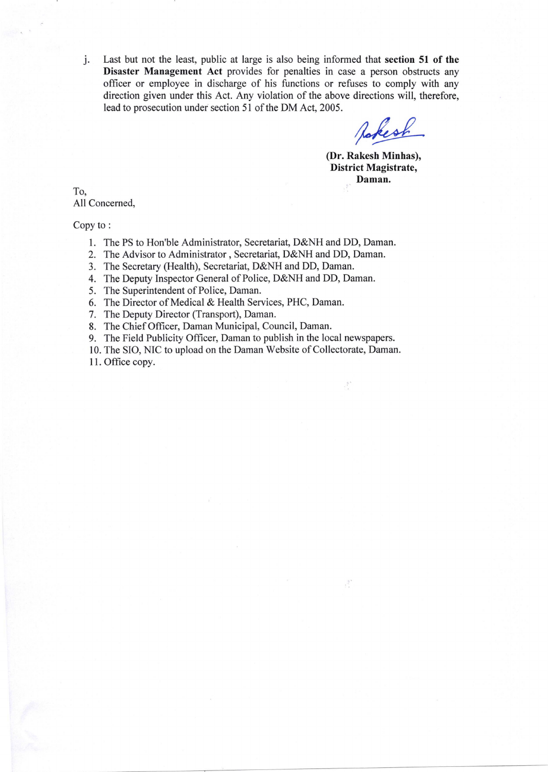j. Last but not the least, public at large is also being informed that **section 51 of the Disaster Management Act** provides for penalties in case a person obstructs any officer or employee in discharge of his functions or refuses to comply with any direction given under this Act. Any violation of the above directions will, therefore, lead to prosecution under section 51 of the DM Act, 2005.

Rakesh

**(Dr. Rakesh Minhas),**
**District Magistrate,**
**Daman.**

To,
All Concerned,

Copy to :

1. The PS to Hon'ble Administrator, Secretariat, D&NH and DD, Daman.
2. The Advisor to Administrator , Secretariat, D&NH and DD, Daman.
3. The Secretary (Health), Secretariat, D&NH and DD, Daman.
4. The Deputy Inspector General of Police, D&NH and DD, Daman.
5. The Superintendent of Police, Daman.
6. The Director of Medical & Health Services, PHC, Daman.
7. The Deputy Director (Transport), Daman.
8. The Chief Officer, Daman Municipal, Council, Daman.
9. The Field Publicity Officer, Daman to publish in the local newspapers.
10. The SIO, NIC to upload on the Daman Website of Collectorate, Daman.
11. Office copy.